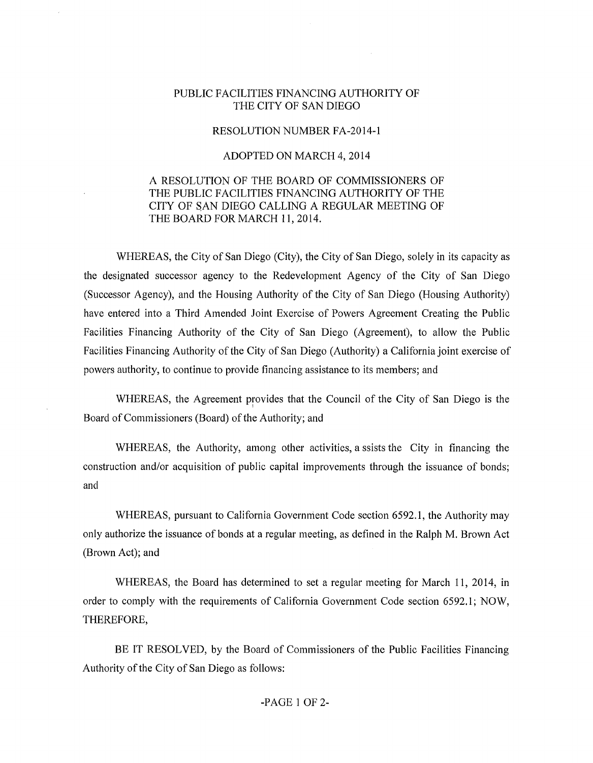# PUBLIC FACILITIES FINANCING AUTHORITY OF THE CITY OF SAN DIEGO

## RESOLUTION NUMBER FA-2014-1

## ADOPTED ON MARCH 4, 2014

A RESOLUTION OF THE BOARD OF COMMISSIONERS OF THE PUBLIC FACILITIES FINANCING AUTHORITY OF THE CITY OF SAN DIEGO CALLING A REGULAR MEETING OF THE BOARD FOR MARCH 11, 2014.

WHEREAS, the City of San Diego (City), the City of San Diego, solely in its capacity as the designated successor agency to the Redevelopment Agency of the City of San Diego (Successor Agency), and the Housing Authority of the City of San Diego (Housing Authority) have entered into a Third Amended Joint Exercise of Powers Agreement Creating the Public Facilities Financing Authority of the City of San Diego (Agreement), to allow the Public Facilities Financing Authority of the City of San Diego (Authority) a California joint exercise of powers authority, to continue to provide financing assistance to its members; and

WHEREAS, the Agreement provides that the Council of the City of San Diego is the Board of Commissioners (Board) of the Authority; and

WHEREAS, the Authority, among other activities, a ssists the City in financing the construction and/or acquisition of public capital improvements through the issuance of bonds; and

WHEREAS, pursuant to California Government Code section 6592.1, the Authority may only authorize the issuance of bonds at a regular meeting, as defined in the Ralph M. Brown Act (Brown Act); and

WHEREAS, the Board has determined to set a regular meeting for March 11, 2014, in order to comply with the requirements of California Government Code section 6592.1; NOW, THEREFORE,

BE IT RESOLVED, by the Board of Commissioners of the Public Facilities Financing Authority of the City of San Diego as follows: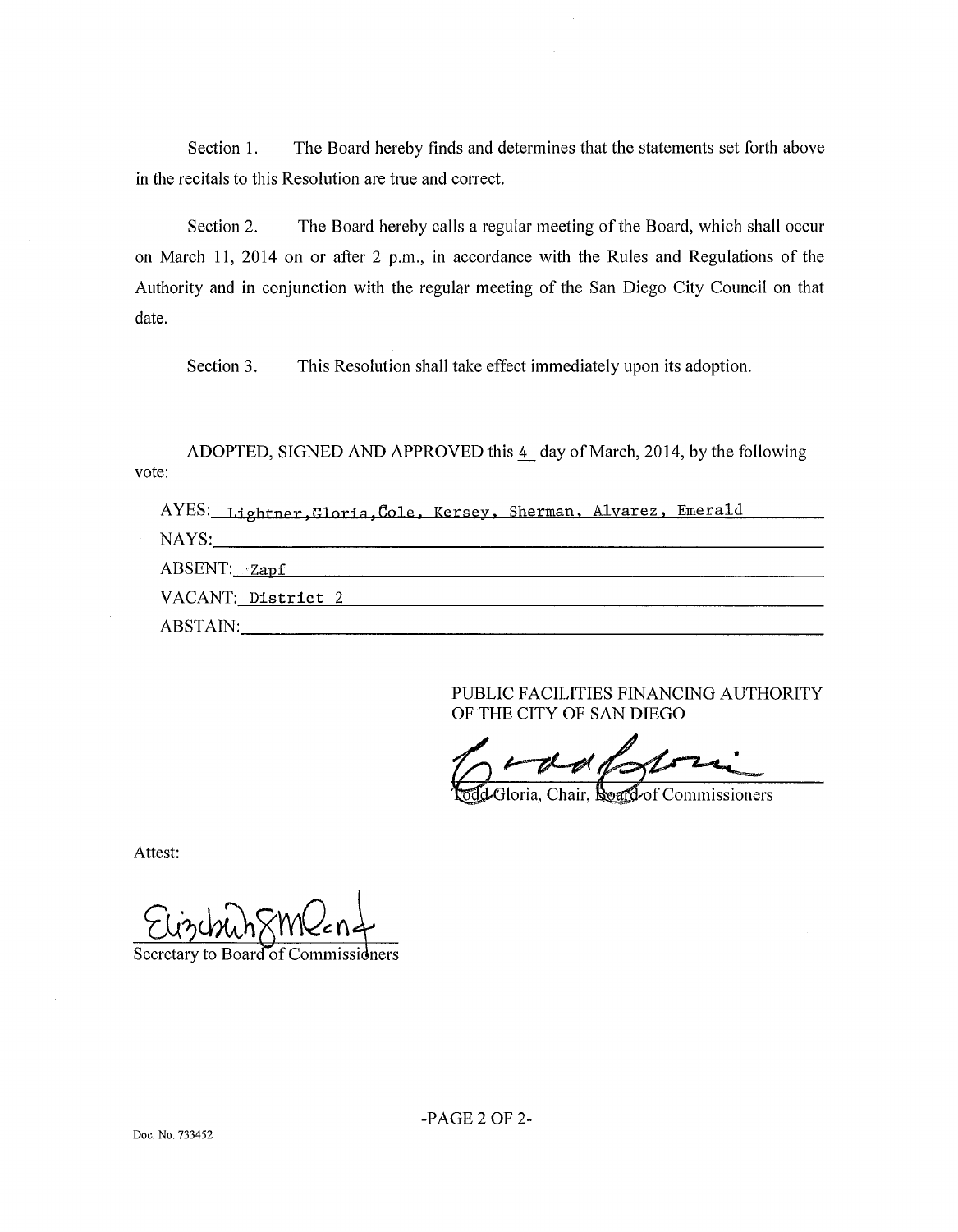Section 1. The Board hereby finds and determines that the statements set forth above in the recitals to this Resolution are true and correct.

Section 2. The Board hereby calls a regular meeting of the Board, which shall occur on March 11, 2014 on or after 2 p.m., in accordance with the Rules and Regulations of the Authority and in conjunction with the regular meeting of the San Diego City Council on that date.

Section 3. This Resolution shall take effect immediately upon its adoption.

ADOPTED, SIGNED AND APPROVED this 4 day of March, 2014, by the following vote:

AYES: Lightner, Gloria, Cole, Kersey, Sherman, Alvarez, Emerald

NAYS:

ABSENT: Zapf

VACANT: District 2

ABSTAIN:

PUBLIC FACILITIES FINANCING AUTHORITY
OF THE CITY OF SAN DIEGO

Todd Gloria, Chair, Board of Commissioners

Attest:

Secretary to Board of Commissioners

Doc. No. 733452